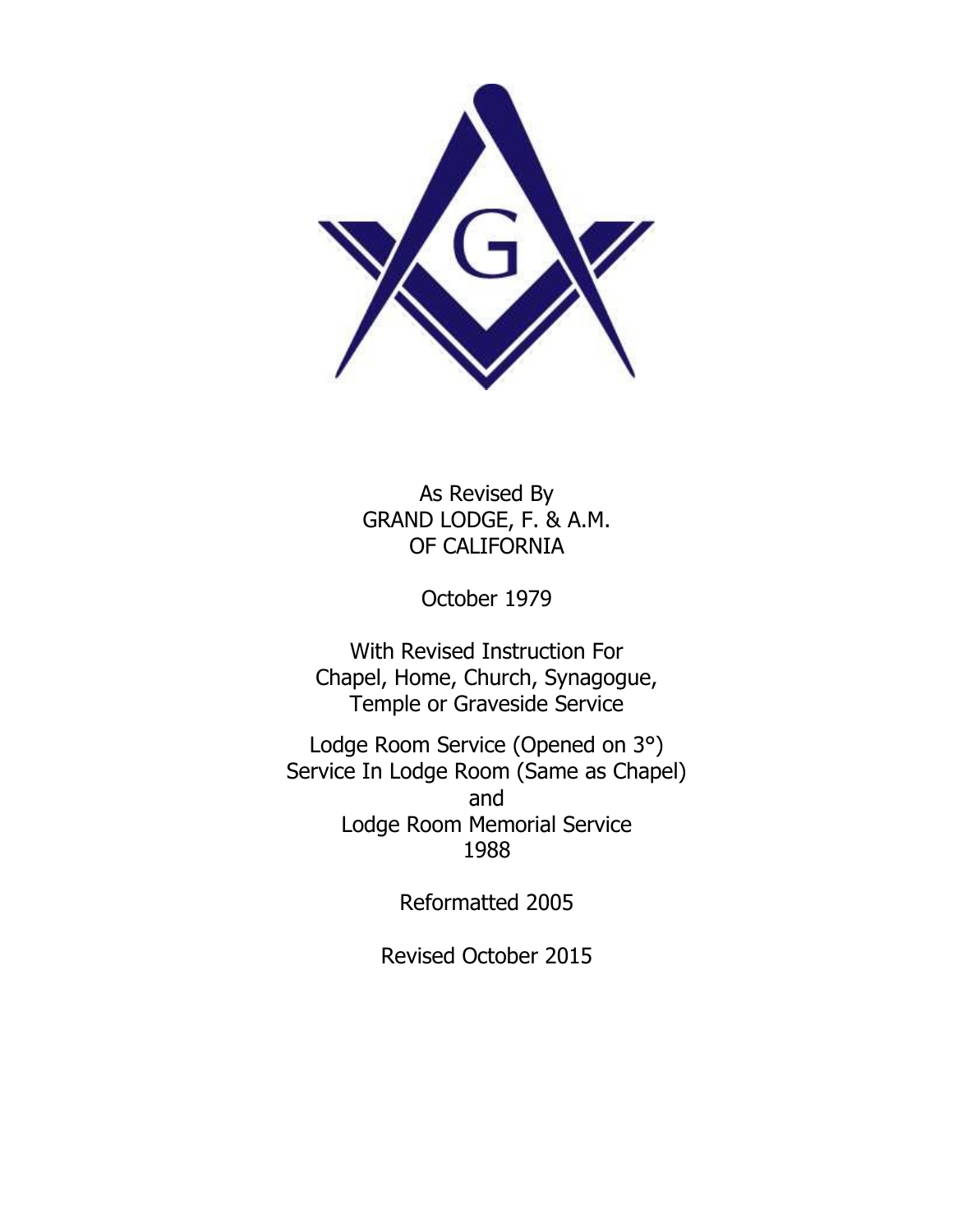As Revised By
GRAND LODGE, F. & A.M.
OF CALIFORNIA

October 1979

With Revised Instruction For
Chapel, Home, Church, Synagogue,
Temple or Graveside Service

Lodge Room Service (Opened on 3°)
Service In Lodge Room (Same as Chapel)
and
Lodge Room Memorial Service
1988

Reformatted 2005

Revised October 2015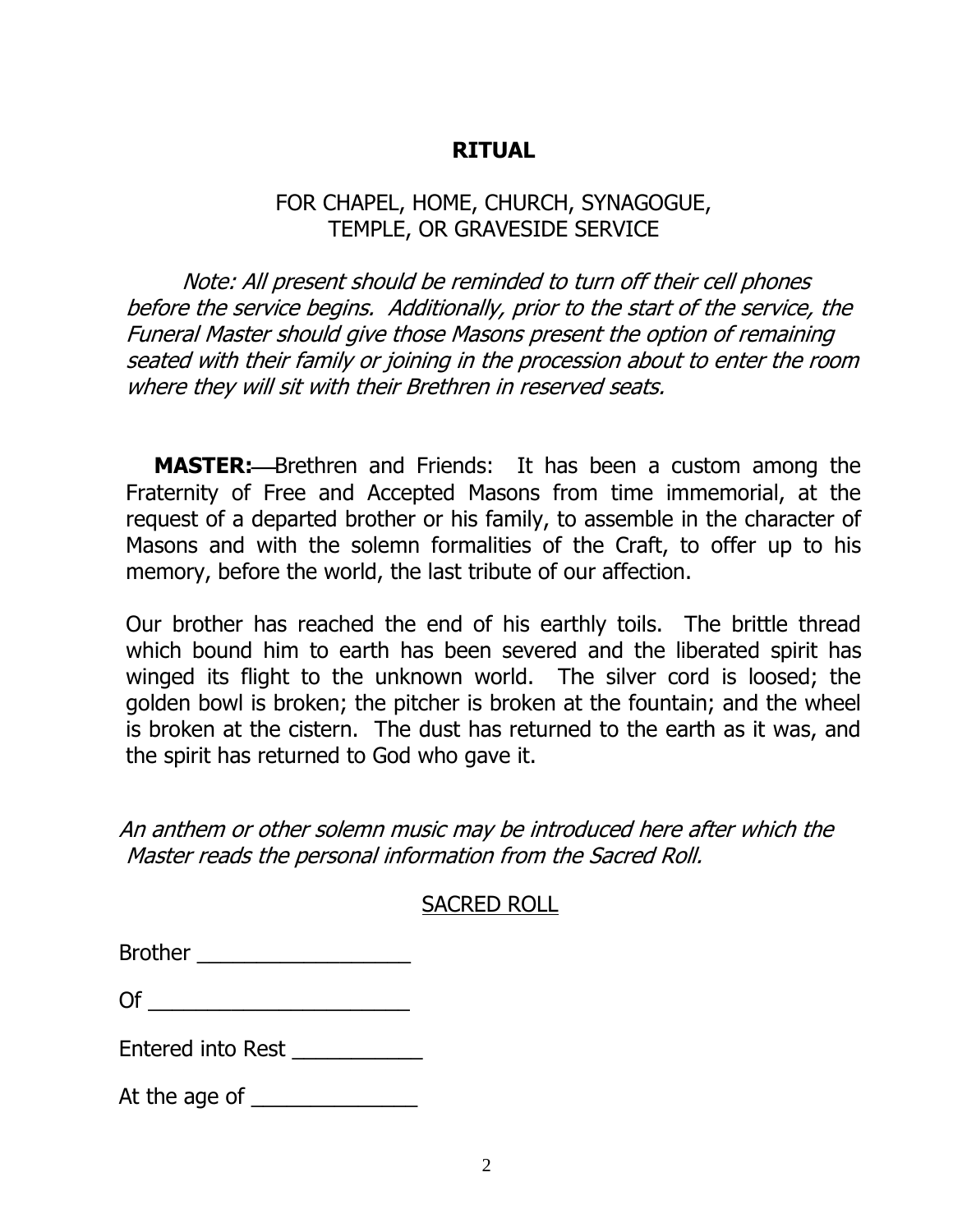# RITUAL

## FOR CHAPEL, HOME, CHURCH, SYNAGOGUE, TEMPLE, OR GRAVESIDE SERVICE

*Note: All present should be reminded to turn off their cell phones before the service begins. Additionally, prior to the start of the service, the Funeral Master should give those Masons present the option of remaining seated with their family or joining in the procession about to enter the room where they will sit with their Brethren in reserved seats.*

**MASTER:**—Brethren and Friends: It has been a custom among the Fraternity of Free and Accepted Masons from time immemorial, at the request of a departed brother or his family, to assemble in the character of Masons and with the solemn formalities of the Craft, to offer up to his memory, before the world, the last tribute of our affection.

Our brother has reached the end of his earthly toils. The brittle thread which bound him to earth has been severed and the liberated spirit has winged its flight to the unknown world. The silver cord is loosed; the golden bowl is broken; the pitcher is broken at the fountain; and the wheel is broken at the cistern. The dust has returned to the earth as it was, and the spirit has returned to God who gave it.

*An anthem or other solemn music may be introduced here after which the Master reads the personal information from the Sacred Roll.*

SACRED ROLL

Brother ___________________

Of _______________________

Entered into Rest ___________

At the age of ______________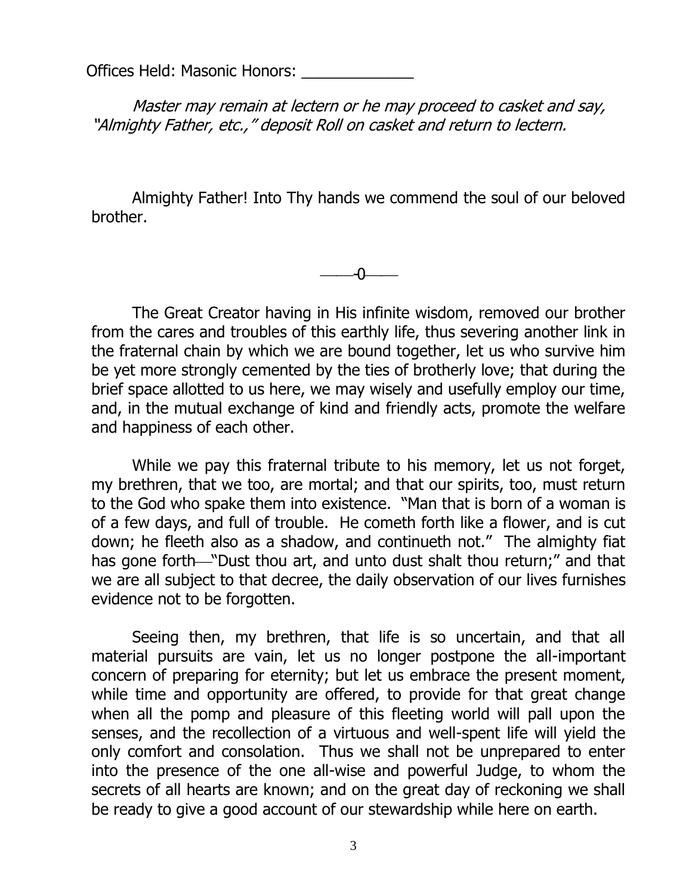Offices Held: Masonic Honors: _____________

*Master may remain at lectern or he may proceed to casket and say, "Almighty Father, etc.," deposit Roll on casket and return to lectern.*

Almighty Father! Into Thy hands we commend the soul of our beloved brother.

——0——

The Great Creator having in His infinite wisdom, removed our brother from the cares and troubles of this earthly life, thus severing another link in the fraternal chain by which we are bound together, let us who survive him be yet more strongly cemented by the ties of brotherly love; that during the brief space allotted to us here, we may wisely and usefully employ our time, and, in the mutual exchange of kind and friendly acts, promote the welfare and happiness of each other.

While we pay this fraternal tribute to his memory, let us not forget, my brethren, that we too, are mortal; and that our spirits, too, must return to the God who spake them into existence. "Man that is born of a woman is of a few days, and full of trouble. He cometh forth like a flower, and is cut down; he fleeth also as a shadow, and continueth not." The almighty fiat has gone forth—"Dust thou art, and unto dust shalt thou return;" and that we are all subject to that decree, the daily observation of our lives furnishes evidence not to be forgotten.

Seeing then, my brethren, that life is so uncertain, and that all material pursuits are vain, let us no longer postpone the all-important concern of preparing for eternity; but let us embrace the present moment, while time and opportunity are offered, to provide for that great change when all the pomp and pleasure of this fleeting world will pall upon the senses, and the recollection of a virtuous and well-spent life will yield the only comfort and consolation. Thus we shall not be unprepared to enter into the presence of the one all-wise and powerful Judge, to whom the secrets of all hearts are known; and on the great day of reckoning we shall be ready to give a good account of our stewardship while here on earth.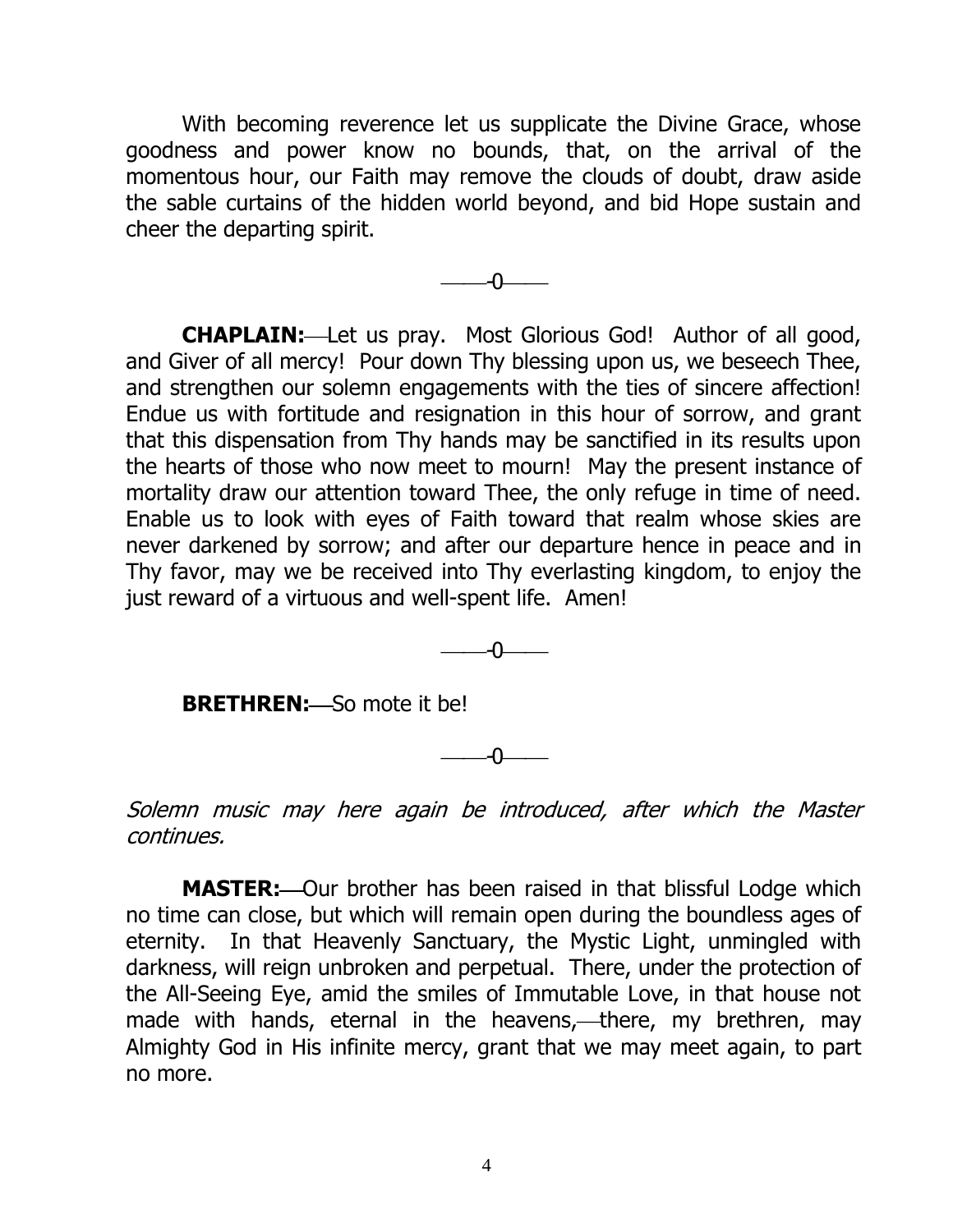With becoming reverence let us supplicate the Divine Grace, whose goodness and power know no bounds, that, on the arrival of the momentous hour, our Faith may remove the clouds of doubt, draw aside the sable curtains of the hidden world beyond, and bid Hope sustain and cheer the departing spirit.

———0———

**CHAPLAIN:**—Let us pray. Most Glorious God! Author of all good, and Giver of all mercy! Pour down Thy blessing upon us, we beseech Thee, and strengthen our solemn engagements with the ties of sincere affection! Endue us with fortitude and resignation in this hour of sorrow, and grant that this dispensation from Thy hands may be sanctified in its results upon the hearts of those who now meet to mourn! May the present instance of mortality draw our attention toward Thee, the only refuge in time of need. Enable us to look with eyes of Faith toward that realm whose skies are never darkened by sorrow; and after our departure hence in peace and in Thy favor, may we be received into Thy everlasting kingdom, to enjoy the just reward of a virtuous and well-spent life. Amen!

———0———

**BRETHREN:**—So mote it be!

———0———

*Solemn music may here again be introduced, after which the Master continues.*

**MASTER:**—Our brother has been raised in that blissful Lodge which no time can close, but which will remain open during the boundless ages of eternity. In that Heavenly Sanctuary, the Mystic Light, unmingled with darkness, will reign unbroken and perpetual. There, under the protection of the All-Seeing Eye, amid the smiles of Immutable Love, in that house not made with hands, eternal in the heavens,—there, my brethren, may Almighty God in His infinite mercy, grant that we may meet again, to part no more.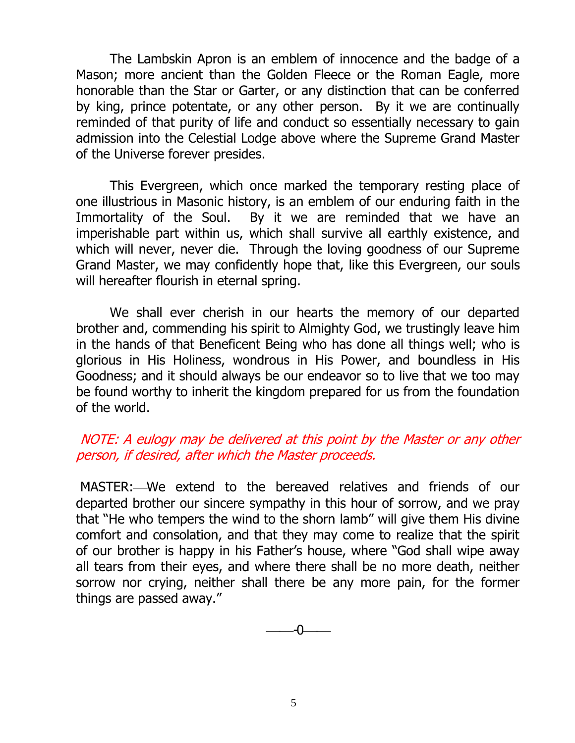The Lambskin Apron is an emblem of innocence and the badge of a Mason; more ancient than the Golden Fleece or the Roman Eagle, more honorable than the Star or Garter, or any distinction that can be conferred by king, prince potentate, or any other person. By it we are continually reminded of that purity of life and conduct so essentially necessary to gain admission into the Celestial Lodge above where the Supreme Grand Master of the Universe forever presides.

This Evergreen, which once marked the temporary resting place of one illustrious in Masonic history, is an emblem of our enduring faith in the Immortality of the Soul. By it we are reminded that we have an imperishable part within us, which shall survive all earthly existence, and which will never, never die. Through the loving goodness of our Supreme Grand Master, we may confidently hope that, like this Evergreen, our souls will hereafter flourish in eternal spring.

We shall ever cherish in our hearts the memory of our departed brother and, commending his spirit to Almighty God, we trustingly leave him in the hands of that Beneficent Being who has done all things well; who is glorious in His Holiness, wondrous in His Power, and boundless in His Goodness; and it should always be our endeavor so to live that we too may be found worthy to inherit the kingdom prepared for us from the foundation of the world.

*NOTE: A eulogy may be delivered at this point by the Master or any other person, if desired, after which the Master proceeds.*

MASTER:—We extend to the bereaved relatives and friends of our departed brother our sincere sympathy in this hour of sorrow, and we pray that "He who tempers the wind to the shorn lamb" will give them His divine comfort and consolation, and that they may come to realize that the spirit of our brother is happy in his Father's house, where "God shall wipe away all tears from their eyes, and where there shall be no more death, neither sorrow nor crying, neither shall there be any more pain, for the former things are passed away."

——0——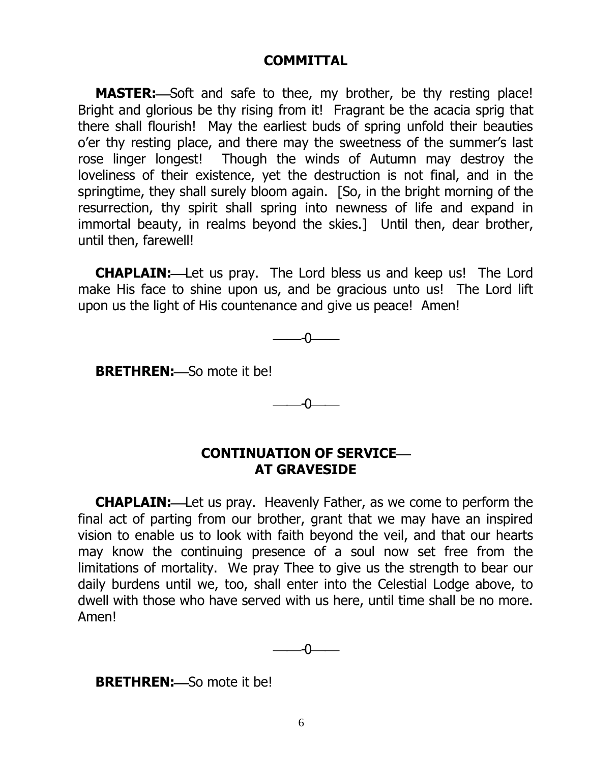## COMMITTAL

**MASTER:**—Soft and safe to thee, my brother, be thy resting place! Bright and glorious be thy rising from it! Fragrant be the acacia sprig that there shall flourish! May the earliest buds of spring unfold their beauties o'er thy resting place, and there may the sweetness of the summer's last rose linger longest! Though the winds of Autumn may destroy the loveliness of their existence, yet the destruction is not final, and in the springtime, they shall surely bloom again. [So, in the bright morning of the resurrection, thy spirit shall spring into newness of life and expand in immortal beauty, in realms beyond the skies.] Until then, dear brother, until then, farewell!

**CHAPLAIN:**—Let us pray. The Lord bless us and keep us! The Lord make His face to shine upon us, and be gracious unto us! The Lord lift upon us the light of His countenance and give us peace! Amen!

——0——

**BRETHREN:**—So mote it be!

——0——

## CONTINUATION OF SERVICE— AT GRAVESIDE

**CHAPLAIN:**—Let us pray. Heavenly Father, as we come to perform the final act of parting from our brother, grant that we may have an inspired vision to enable us to look with faith beyond the veil, and that our hearts may know the continuing presence of a soul now set free from the limitations of mortality. We pray Thee to give us the strength to bear our daily burdens until we, too, shall enter into the Celestial Lodge above, to dwell with those who have served with us here, until time shall be no more. Amen!

——0——

**BRETHREN:**—So mote it be!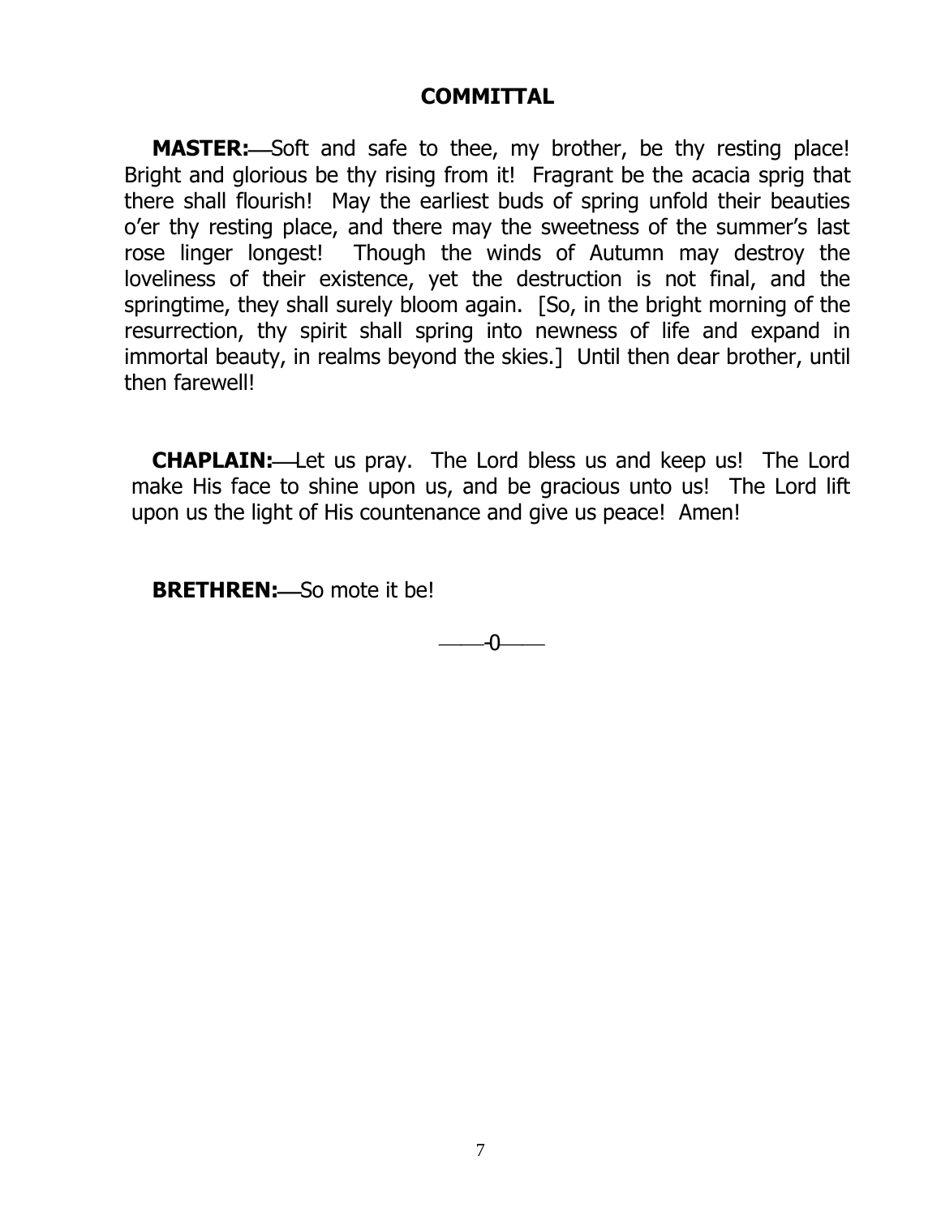## COMMITTAL

**MASTER:**—Soft and safe to thee, my brother, be thy resting place! Bright and glorious be thy rising from it! Fragrant be the acacia sprig that there shall flourish! May the earliest buds of spring unfold their beauties o'er thy resting place, and there may the sweetness of the summer's last rose linger longest! Though the winds of Autumn may destroy the loveliness of their existence, yet the destruction is not final, and the springtime, they shall surely bloom again. [So, in the bright morning of the resurrection, thy spirit shall spring into newness of life and expand in immortal beauty, in realms beyond the skies.] Until then dear brother, until then farewell!

**CHAPLAIN:**—Let us pray. The Lord bless us and keep us! The Lord make His face to shine upon us, and be gracious unto us! The Lord lift upon us the light of His countenance and give us peace! Amen!

**BRETHREN:**—So mote it be!

———0———